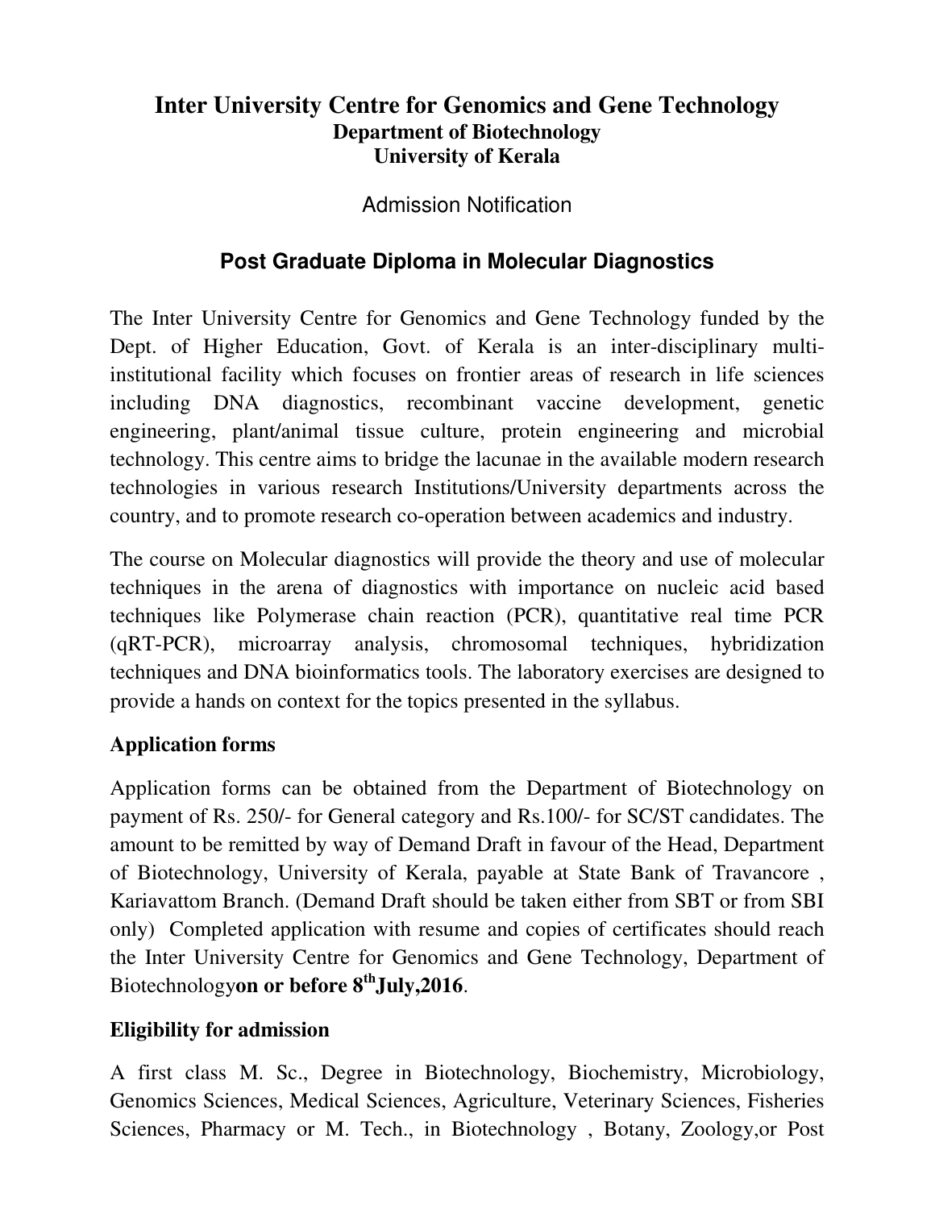# Inter University Centre for Genomics and Gene Technology

**Department of Biotechnology**

**University of Kerala**

Admission Notification

## Post Graduate Diploma in Molecular Diagnostics

The Inter University Centre for Genomics and Gene Technology funded by the Dept. of Higher Education, Govt. of Kerala is an inter-disciplinary multi-institutional facility which focuses on frontier areas of research in life sciences including DNA diagnostics, recombinant vaccine development, genetic engineering, plant/animal tissue culture, protein engineering and microbial technology. This centre aims to bridge the lacunae in the available modern research technologies in various research Institutions/University departments across the country, and to promote research co-operation between academics and industry.

The course on Molecular diagnostics will provide the theory and use of molecular techniques in the arena of diagnostics with importance on nucleic acid based techniques like Polymerase chain reaction (PCR), quantitative real time PCR (qRT-PCR), microarray analysis, chromosomal techniques, hybridization techniques and DNA bioinformatics tools. The laboratory exercises are designed to provide a hands on context for the topics presented in the syllabus.

### Application forms

Application forms can be obtained from the Department of Biotechnology on payment of Rs. 250/- for General category and Rs.100/- for SC/ST candidates. The amount to be remitted by way of Demand Draft in favour of the Head, Department of Biotechnology, University of Kerala, payable at State Bank of Travancore , Kariavattom Branch. (Demand Draft should be taken either from SBT or from SBI only) Completed application with resume and copies of certificates should reach the Inter University Centre for Genomics and Gene Technology, Department of Biotechnology **on or before 8th July,2016**.

### Eligibility for admission

A first class M. Sc., Degree in Biotechnology, Biochemistry, Microbiology, Genomics Sciences, Medical Sciences, Agriculture, Veterinary Sciences, Fisheries Sciences, Pharmacy or M. Tech., in Biotechnology , Botany, Zoology,or Post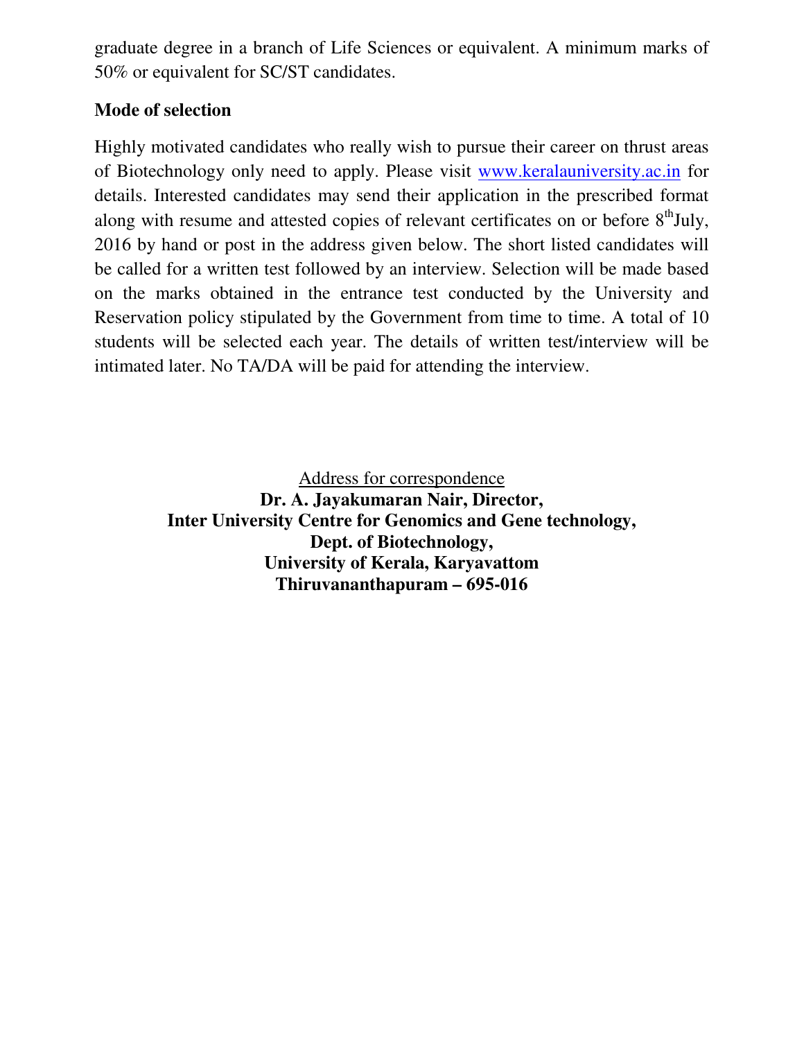graduate degree in a branch of Life Sciences or equivalent. A minimum marks of 50% or equivalent for SC/ST candidates.

**Mode of selection**

Highly motivated candidates who really wish to pursue their career on thrust areas of Biotechnology only need to apply. Please visit www.keralauniversity.ac.in for details. Interested candidates may send their application in the prescribed format along with resume and attested copies of relevant certificates on or before 8th July, 2016 by hand or post in the address given below. The short listed candidates will be called for a written test followed by an interview. Selection will be made based on the marks obtained in the entrance test conducted by the University and Reservation policy stipulated by the Government from time to time. A total of 10 students will be selected each year. The details of written test/interview will be intimated later. No TA/DA will be paid for attending the interview.

Address for correspondence

**Dr. A. Jayakumaran Nair, Director,**
**Inter University Centre for Genomics and Gene technology,**
**Dept. of Biotechnology,**
**University of Kerala, Karyavattom**
**Thiruvananthapuram – 695-016**